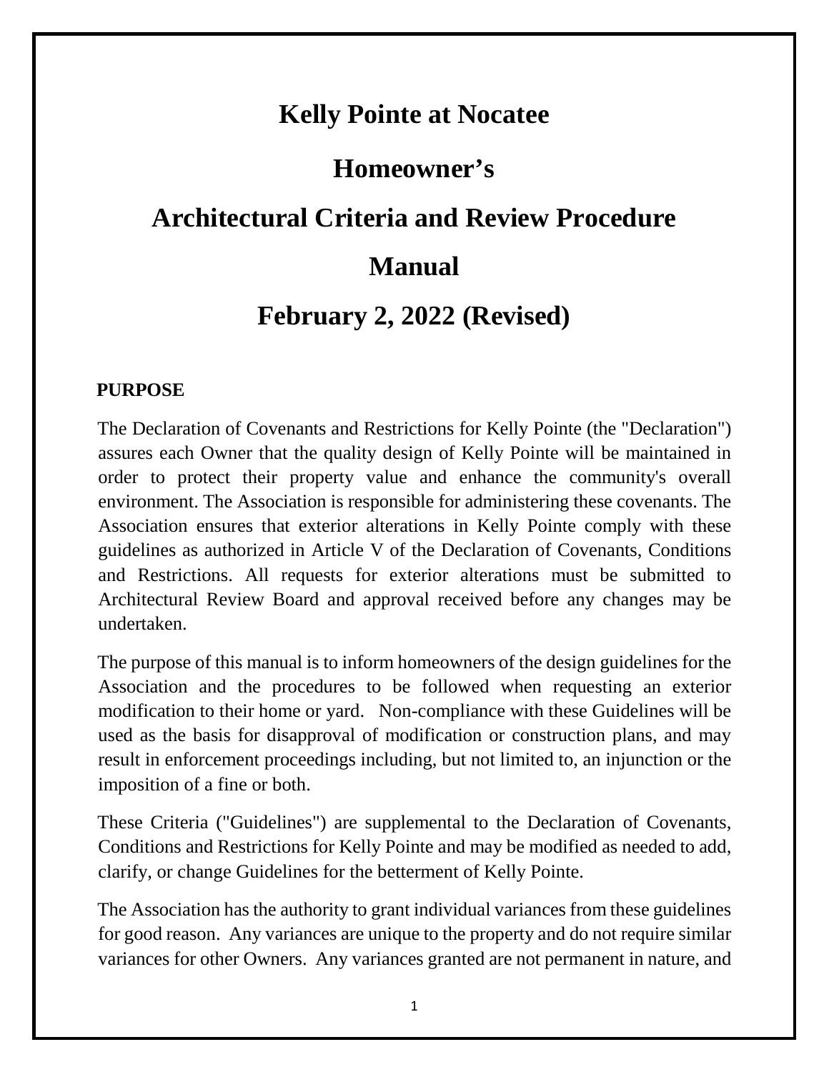# Kelly Pointe at Nocatee

# Homeowner's

# Architectural Criteria and Review Procedure

# Manual

# February 2, 2022 (Revised)

## PURPOSE

The Declaration of Covenants and Restrictions for Kelly Pointe (the "Declaration") assures each Owner that the quality design of Kelly Pointe will be maintained in order to protect their property value and enhance the community's overall environment. The Association is responsible for administering these covenants. The Association ensures that exterior alterations in Kelly Pointe comply with these guidelines as authorized in Article V of the Declaration of Covenants, Conditions and Restrictions. All requests for exterior alterations must be submitted to Architectural Review Board and approval received before any changes may be undertaken.

The purpose of this manual is to inform homeowners of the design guidelines for the Association and the procedures to be followed when requesting an exterior modification to their home or yard. Non-compliance with these Guidelines will be used as the basis for disapproval of modification or construction plans, and may result in enforcement proceedings including, but not limited to, an injunction or the imposition of a fine or both.

These Criteria ("Guidelines") are supplemental to the Declaration of Covenants, Conditions and Restrictions for Kelly Pointe and may be modified as needed to add, clarify, or change Guidelines for the betterment of Kelly Pointe.

The Association has the authority to grant individual variances from these guidelines for good reason. Any variances are unique to the property and do not require similar variances for other Owners. Any variances granted are not permanent in nature, and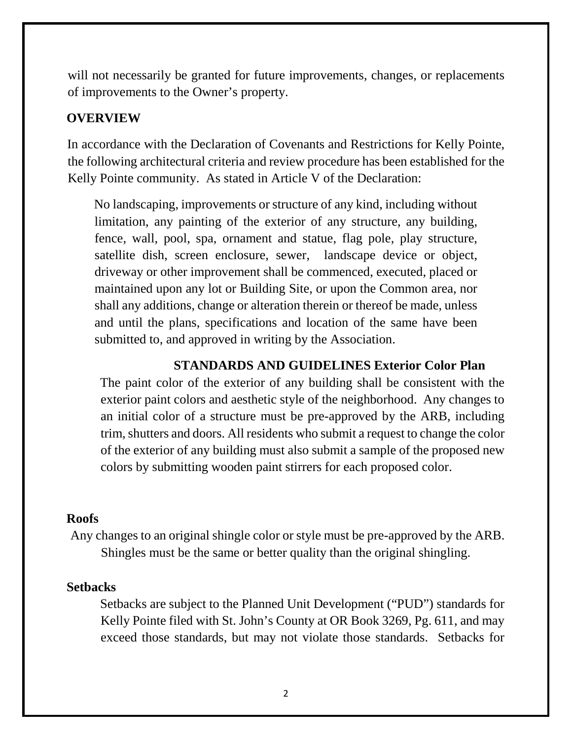will not necessarily be granted for future improvements, changes, or replacements of improvements to the Owner's property.

## OVERVIEW

In accordance with the Declaration of Covenants and Restrictions for Kelly Pointe, the following architectural criteria and review procedure has been established for the Kelly Pointe community. As stated in Article V of the Declaration:

> No landscaping, improvements or structure of any kind, including without limitation, any painting of the exterior of any structure, any building, fence, wall, pool, spa, ornament and statue, flag pole, play structure, satellite dish, screen enclosure, sewer, landscape device or object, driveway or other improvement shall be commenced, executed, placed or maintained upon any lot or Building Site, or upon the Common area, nor shall any additions, change or alteration therein or thereof be made, unless and until the plans, specifications and location of the same have been submitted to, and approved in writing by the Association.

## STANDARDS AND GUIDELINES Exterior Color Plan

The paint color of the exterior of any building shall be consistent with the exterior paint colors and aesthetic style of the neighborhood. Any changes to an initial color of a structure must be pre-approved by the ARB, including trim, shutters and doors. All residents who submit a request to change the color of the exterior of any building must also submit a sample of the proposed new colors by submitting wooden paint stirrers for each proposed color.

### Roofs

Any changes to an original shingle color or style must be pre-approved by the ARB. Shingles must be the same or better quality than the original shingling.

### Setbacks

Setbacks are subject to the Planned Unit Development ("PUD") standards for Kelly Pointe filed with St. John's County at OR Book 3269, Pg. 611, and may exceed those standards, but may not violate those standards. Setbacks for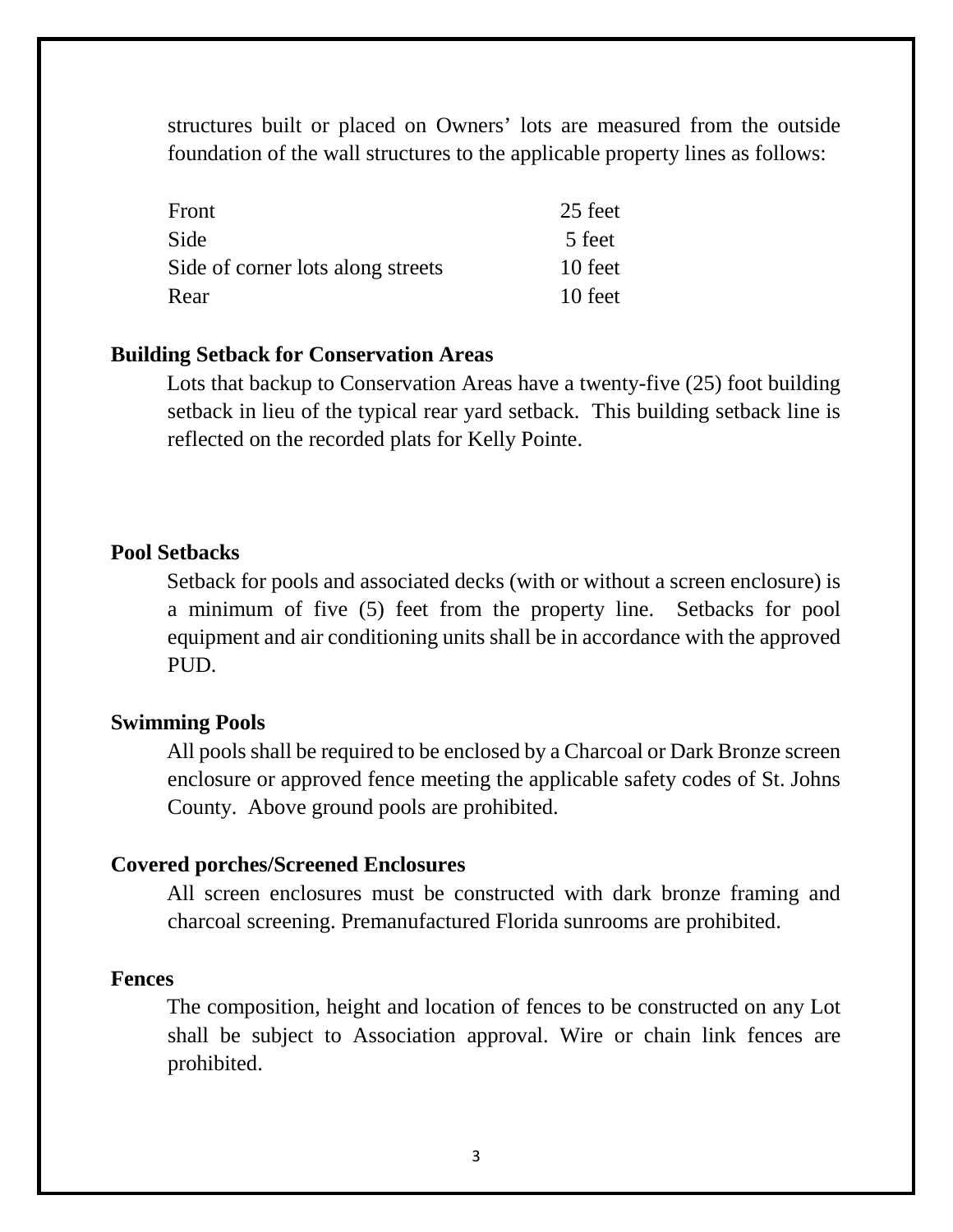structures built or placed on Owners' lots are measured from the outside foundation of the wall structures to the applicable property lines as follows:

| | |
|---|---|
| Front | 25 feet |
| Side | 5 feet |
| Side of corner lots along streets | 10 feet |
| Rear | 10 feet |

**Building Setback for Conservation Areas**

Lots that backup to Conservation Areas have a twenty-five (25) foot building setback in lieu of the typical rear yard setback. This building setback line is reflected on the recorded plats for Kelly Pointe.

**Pool Setbacks**

Setback for pools and associated decks (with or without a screen enclosure) is a minimum of five (5) feet from the property line. Setbacks for pool equipment and air conditioning units shall be in accordance with the approved PUD.

**Swimming Pools**

All pools shall be required to be enclosed by a Charcoal or Dark Bronze screen enclosure or approved fence meeting the applicable safety codes of St. Johns County. Above ground pools are prohibited.

**Covered porches/Screened Enclosures**

All screen enclosures must be constructed with dark bronze framing and charcoal screening. Premanufactured Florida sunrooms are prohibited.

**Fences**

The composition, height and location of fences to be constructed on any Lot shall be subject to Association approval. Wire or chain link fences are prohibited.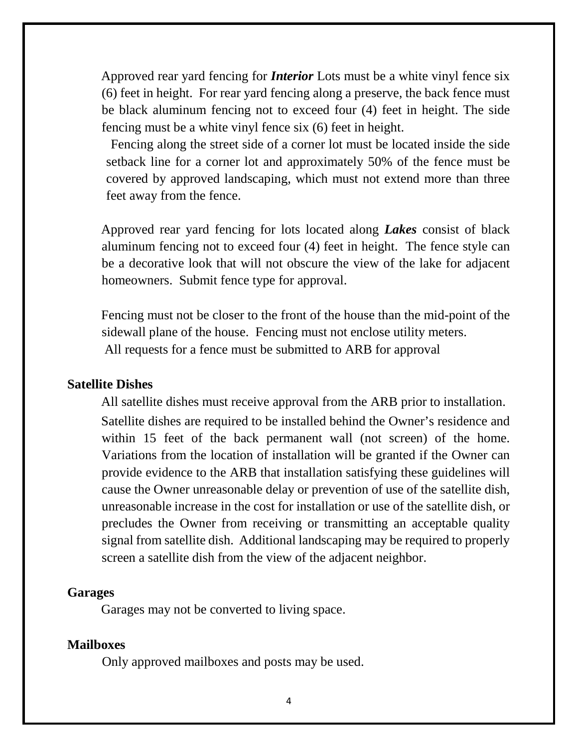Approved rear yard fencing for ***Interior*** Lots must be a white vinyl fence six (6) feet in height. For rear yard fencing along a preserve, the back fence must be black aluminum fencing not to exceed four (4) feet in height. The side fencing must be a white vinyl fence six (6) feet in height.

Fencing along the street side of a corner lot must be located inside the side setback line for a corner lot and approximately 50% of the fence must be covered by approved landscaping, which must not extend more than three feet away from the fence.

Approved rear yard fencing for lots located along ***Lakes*** consist of black aluminum fencing not to exceed four (4) feet in height. The fence style can be a decorative look that will not obscure the view of the lake for adjacent homeowners. Submit fence type for approval.

Fencing must not be closer to the front of the house than the mid-point of the sidewall plane of the house. Fencing must not enclose utility meters.
All requests for a fence must be submitted to ARB for approval

**Satellite Dishes**

All satellite dishes must receive approval from the ARB prior to installation.
Satellite dishes are required to be installed behind the Owner's residence and within 15 feet of the back permanent wall (not screen) of the home. Variations from the location of installation will be granted if the Owner can provide evidence to the ARB that installation satisfying these guidelines will cause the Owner unreasonable delay or prevention of use of the satellite dish, unreasonable increase in the cost for installation or use of the satellite dish, or precludes the Owner from receiving or transmitting an acceptable quality signal from satellite dish. Additional landscaping may be required to properly screen a satellite dish from the view of the adjacent neighbor.

**Garages**

Garages may not be converted to living space.

**Mailboxes**

Only approved mailboxes and posts may be used.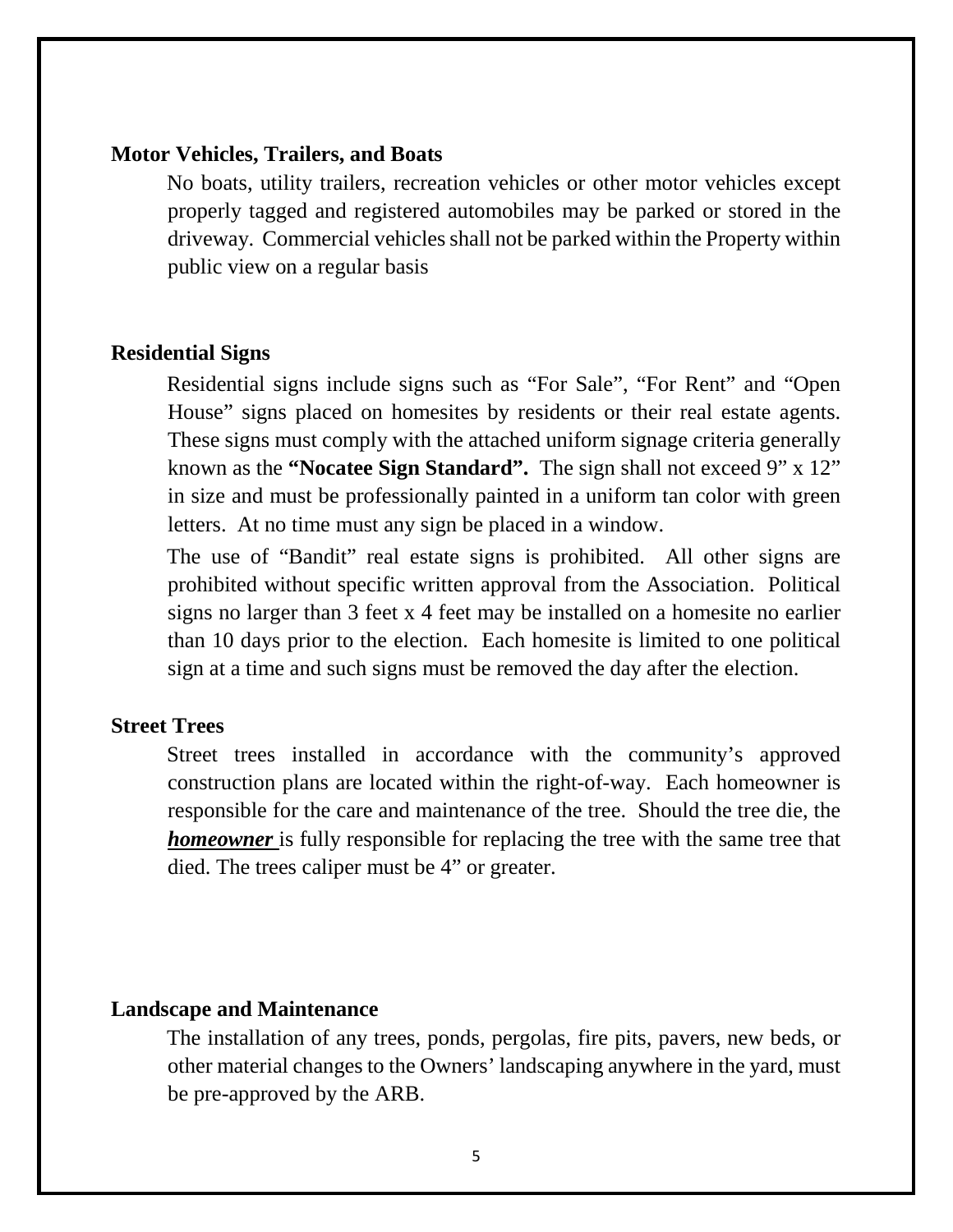**Motor Vehicles, Trailers, and Boats**

No boats, utility trailers, recreation vehicles or other motor vehicles except properly tagged and registered automobiles may be parked or stored in the driveway. Commercial vehicles shall not be parked within the Property within public view on a regular basis

**Residential Signs**

Residential signs include signs such as "For Sale", "For Rent" and "Open House" signs placed on homesites by residents or their real estate agents. These signs must comply with the attached uniform signage criteria generally known as the **"Nocatee Sign Standard".** The sign shall not exceed 9" x 12" in size and must be professionally painted in a uniform tan color with green letters. At no time must any sign be placed in a window.

The use of "Bandit" real estate signs is prohibited. All other signs are prohibited without specific written approval from the Association. Political signs no larger than 3 feet x 4 feet may be installed on a homesite no earlier than 10 days prior to the election. Each homesite is limited to one political sign at a time and such signs must be removed the day after the election.

**Street Trees**

Street trees installed in accordance with the community's approved construction plans are located within the right-of-way. Each homeowner is responsible for the care and maintenance of the tree. Should the tree die, the ***homeowner*** is fully responsible for replacing the tree with the same tree that died. The trees caliper must be 4" or greater.

**Landscape and Maintenance**

The installation of any trees, ponds, pergolas, fire pits, pavers, new beds, or other material changes to the Owners' landscaping anywhere in the yard, must be pre-approved by the ARB.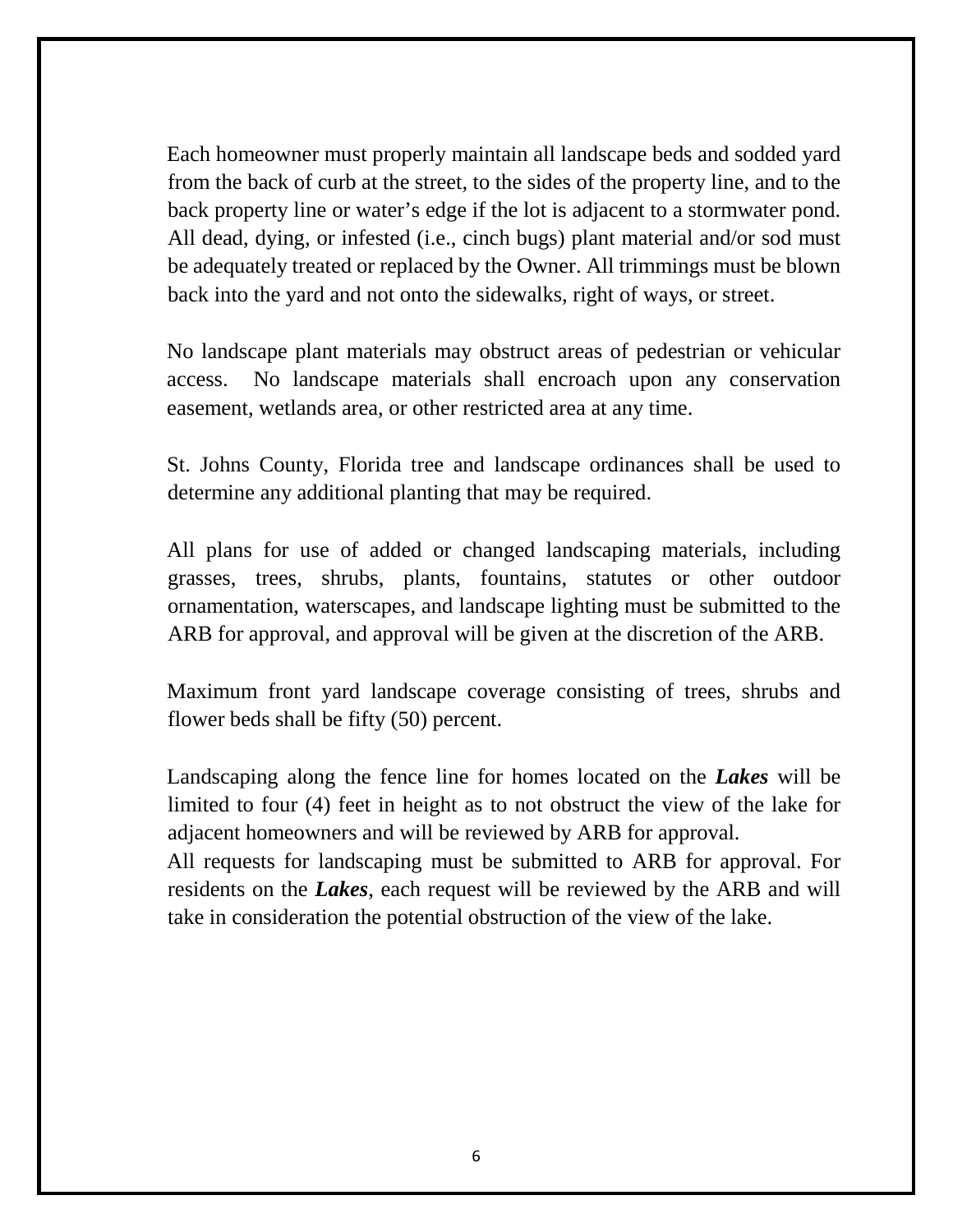Each homeowner must properly maintain all landscape beds and sodded yard from the back of curb at the street, to the sides of the property line, and to the back property line or water's edge if the lot is adjacent to a stormwater pond. All dead, dying, or infested (i.e., cinch bugs) plant material and/or sod must be adequately treated or replaced by the Owner. All trimmings must be blown back into the yard and not onto the sidewalks, right of ways, or street.

No landscape plant materials may obstruct areas of pedestrian or vehicular access. No landscape materials shall encroach upon any conservation easement, wetlands area, or other restricted area at any time.

St. Johns County, Florida tree and landscape ordinances shall be used to determine any additional planting that may be required.

All plans for use of added or changed landscaping materials, including grasses, trees, shrubs, plants, fountains, statutes or other outdoor ornamentation, waterscapes, and landscape lighting must be submitted to the ARB for approval, and approval will be given at the discretion of the ARB.

Maximum front yard landscape coverage consisting of trees, shrubs and flower beds shall be fifty (50) percent.

Landscaping along the fence line for homes located on the ***Lakes*** will be limited to four (4) feet in height as to not obstruct the view of the lake for adjacent homeowners and will be reviewed by ARB for approval.
All requests for landscaping must be submitted to ARB for approval. For residents on the ***Lakes***, each request will be reviewed by the ARB and will take in consideration the potential obstruction of the view of the lake.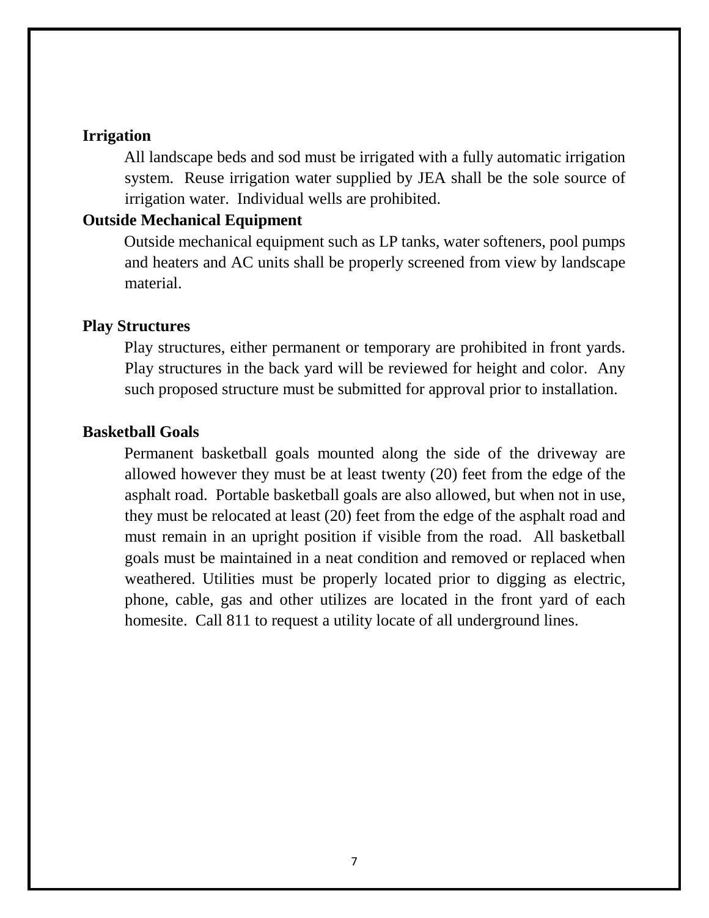**Irrigation**

All landscape beds and sod must be irrigated with a fully automatic irrigation system. Reuse irrigation water supplied by JEA shall be the sole source of irrigation water. Individual wells are prohibited.

**Outside Mechanical Equipment**

Outside mechanical equipment such as LP tanks, water softeners, pool pumps and heaters and AC units shall be properly screened from view by landscape material.

**Play Structures**

Play structures, either permanent or temporary are prohibited in front yards. Play structures in the back yard will be reviewed for height and color. Any such proposed structure must be submitted for approval prior to installation.

**Basketball Goals**

Permanent basketball goals mounted along the side of the driveway are allowed however they must be at least twenty (20) feet from the edge of the asphalt road. Portable basketball goals are also allowed, but when not in use, they must be relocated at least (20) feet from the edge of the asphalt road and must remain in an upright position if visible from the road. All basketball goals must be maintained in a neat condition and removed or replaced when weathered. Utilities must be properly located prior to digging as electric, phone, cable, gas and other utilizes are located in the front yard of each homesite. Call 811 to request a utility locate of all underground lines.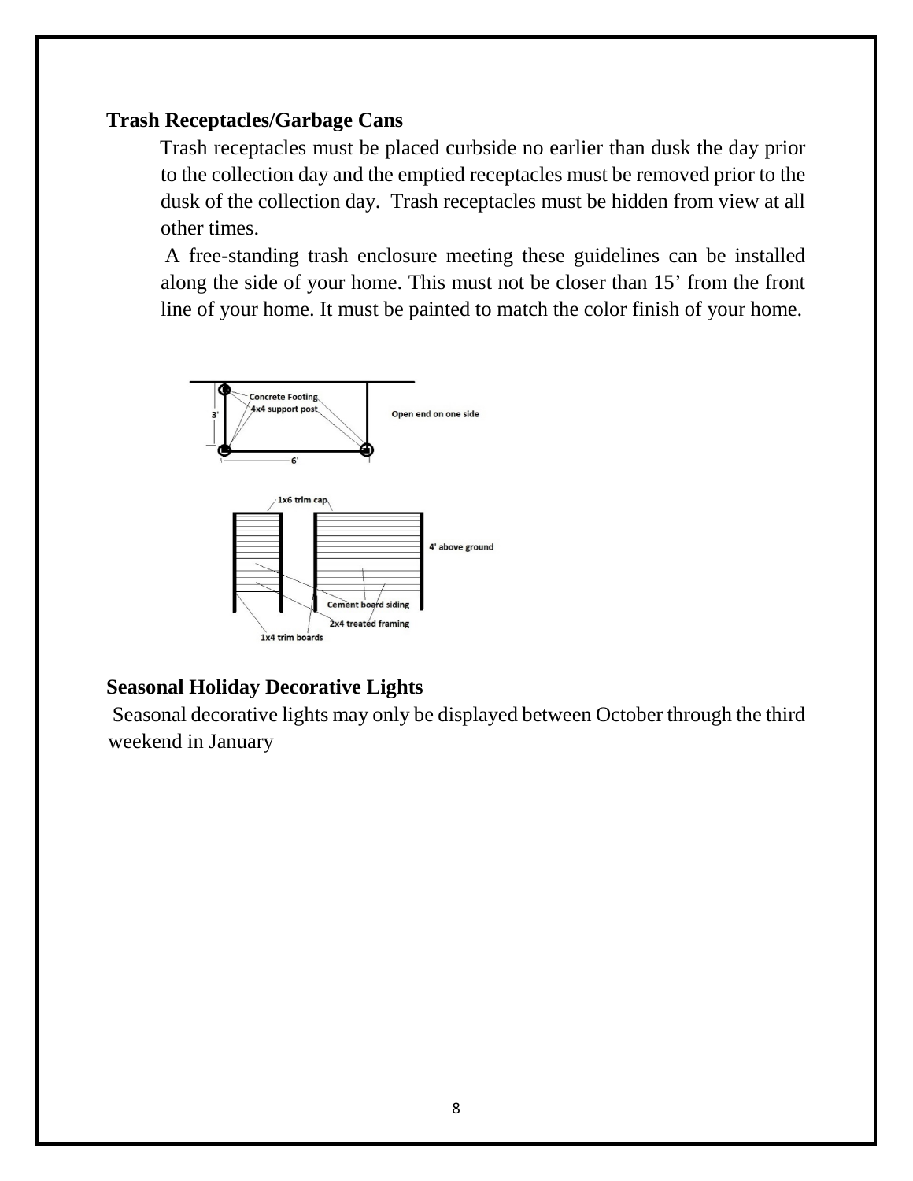## Trash Receptacles/Garbage Cans

Trash receptacles must be placed curbside no earlier than dusk the day prior to the collection day and the emptied receptacles must be removed prior to the dusk of the collection day. Trash receptacles must be hidden from view at all other times.

A free-standing trash enclosure meeting these guidelines can be installed along the side of your home. This must not be closer than 15' from the front line of your home. It must be painted to match the color finish of your home.

## Seasonal Holiday Decorative Lights

Seasonal decorative lights may only be displayed between October through the third weekend in January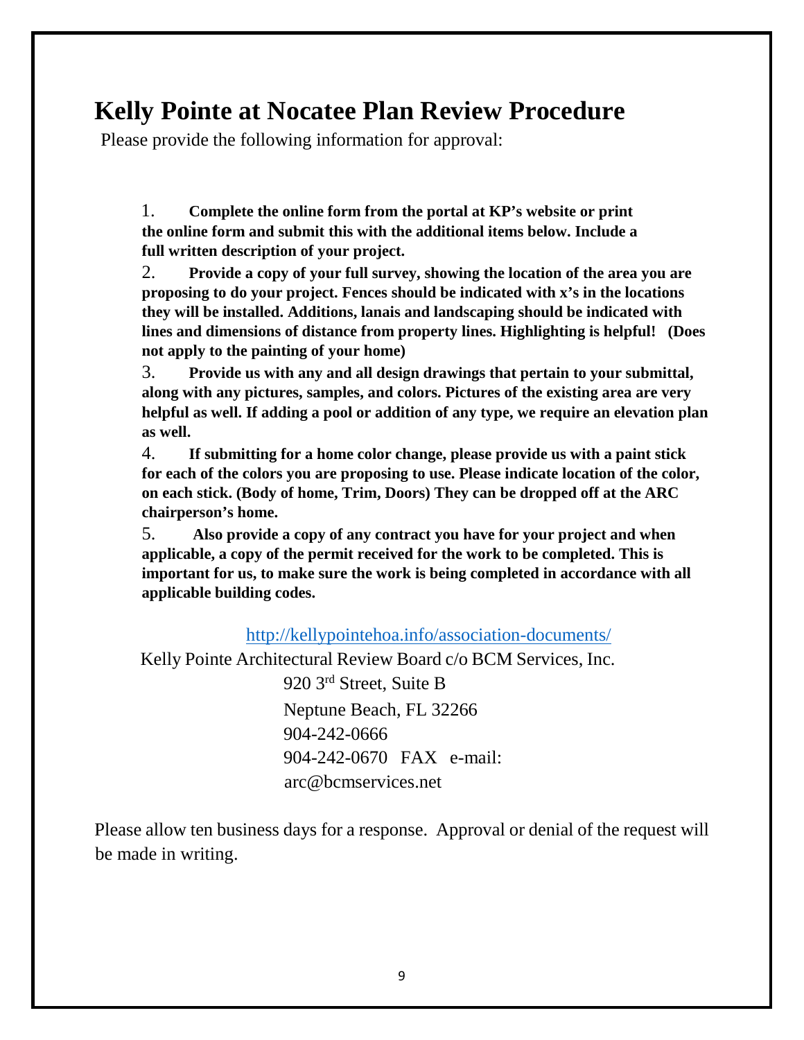# Kelly Pointe at Nocatee Plan Review Procedure

Please provide the following information for approval:

1. **Complete the online form from the portal at KP's website or print the online form and submit this with the additional items below. Include a full written description of your project.**
2. **Provide a copy of your full survey, showing the location of the area you are proposing to do your project. Fences should be indicated with x's in the locations they will be installed. Additions, lanais and landscaping should be indicated with lines and dimensions of distance from property lines. Highlighting is helpful! (Does not apply to the painting of your home)**
3. **Provide us with any and all design drawings that pertain to your submittal, along with any pictures, samples, and colors. Pictures of the existing area are very helpful as well. If adding a pool or addition of any type, we require an elevation plan as well.**
4. **If submitting for a home color change, please provide us with a paint stick for each of the colors you are proposing to use. Please indicate location of the color, on each stick. (Body of home, Trim, Doors) They can be dropped off at the ARC chairperson's home.**
5. **Also provide a copy of any contract you have for your project and when applicable, a copy of the permit received for the work to be completed. This is important for us, to make sure the work is being completed in accordance with all applicable building codes.**

http://kellypointehoa.info/association-documents/

Kelly Pointe Architectural Review Board c/o BCM Services, Inc.
920 3rd Street, Suite B
Neptune Beach, FL 32266
904-242-0666
904-242-0670 FAX e-mail:
arc@bcmservices.net

Please allow ten business days for a response. Approval or denial of the request will be made in writing.